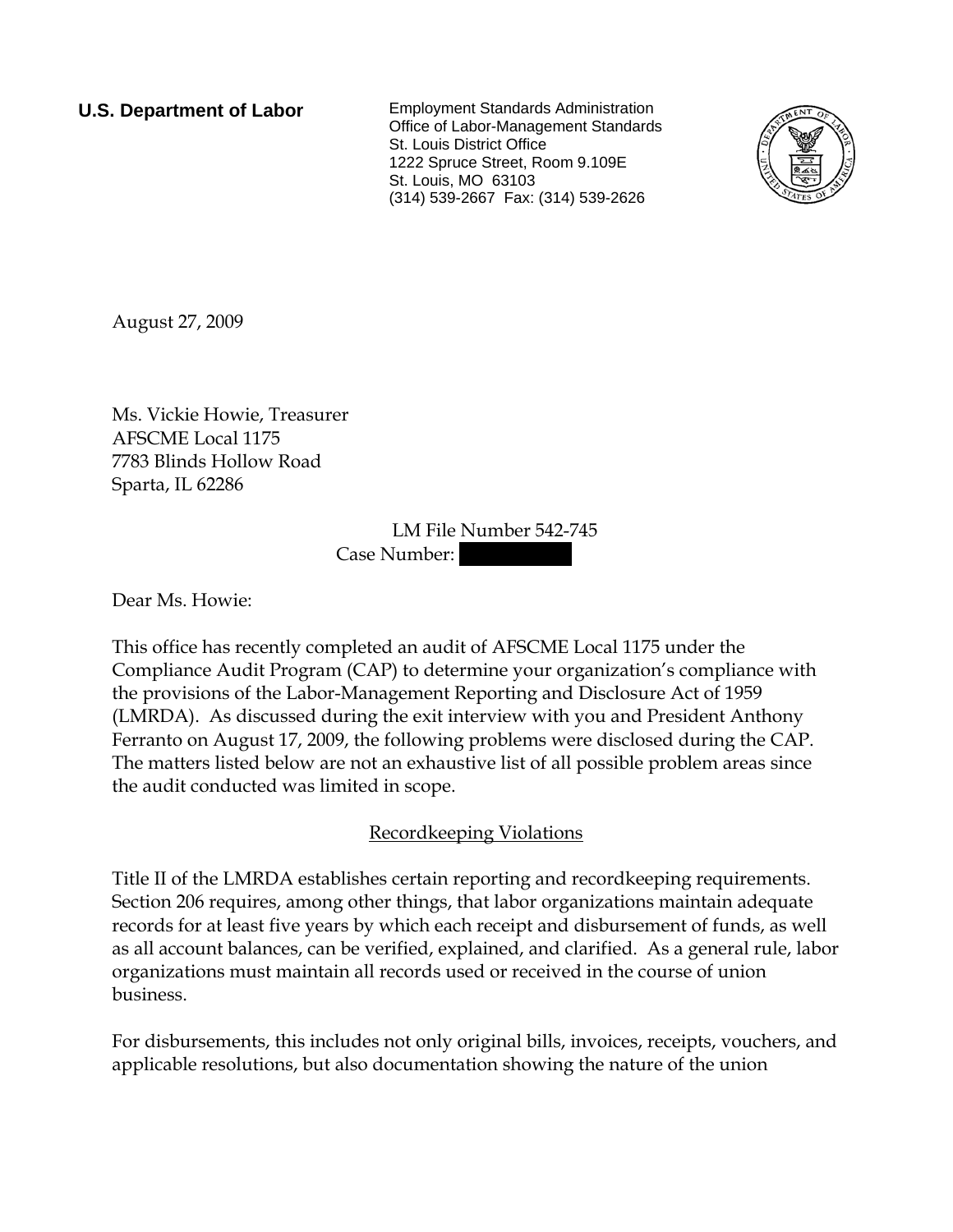**U.S. Department of Labor**

Employment Standards Administration
Office of Labor-Management Standards
St. Louis District Office
1222 Spruce Street, Room 9.109E
St. Louis, MO 63103
(314) 539-2667 Fax: (314) 539-2626

August 27, 2009

Ms. Vickie Howie, Treasurer
AFSCME Local 1175
7783 Blinds Hollow Road
Sparta, IL 62286

LM File Number 542-745
Case Number: 

Dear Ms. Howie:

This office has recently completed an audit of AFSCME Local 1175 under the Compliance Audit Program (CAP) to determine your organization's compliance with the provisions of the Labor-Management Reporting and Disclosure Act of 1959 (LMRDA). As discussed during the exit interview with you and President Anthony Ferranto on August 17, 2009, the following problems were disclosed during the CAP. The matters listed below are not an exhaustive list of all possible problem areas since the audit conducted was limited in scope.

## Recordkeeping Violations

Title II of the LMRDA establishes certain reporting and recordkeeping requirements. Section 206 requires, among other things, that labor organizations maintain adequate records for at least five years by which each receipt and disbursement of funds, as well as all account balances, can be verified, explained, and clarified. As a general rule, labor organizations must maintain all records used or received in the course of union business.

For disbursements, this includes not only original bills, invoices, receipts, vouchers, and applicable resolutions, but also documentation showing the nature of the union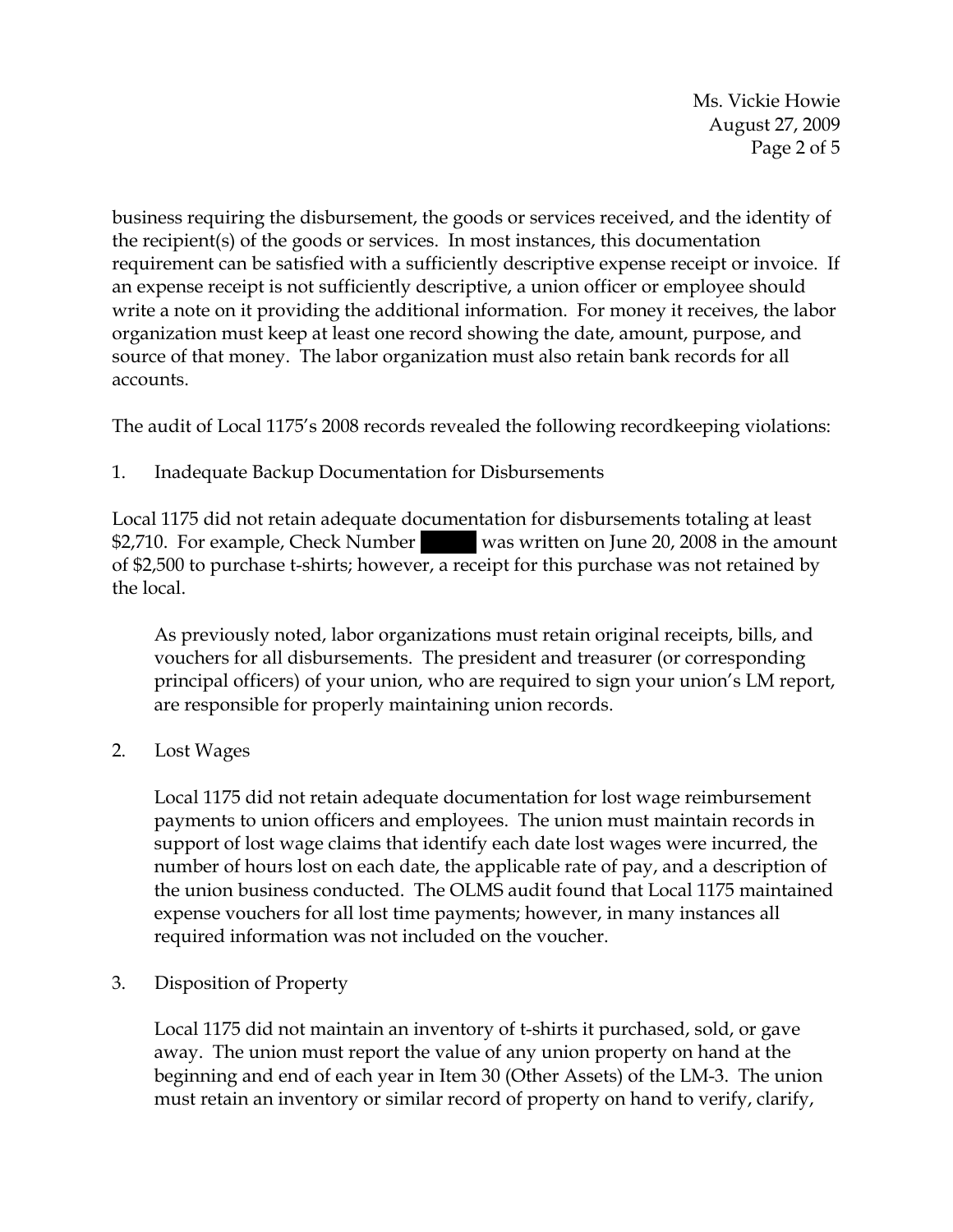business requiring the disbursement, the goods or services received, and the identity of the recipient(s) of the goods or services. In most instances, this documentation requirement can be satisfied with a sufficiently descriptive expense receipt or invoice. If an expense receipt is not sufficiently descriptive, a union officer or employee should write a note on it providing the additional information. For money it receives, the labor organization must keep at least one record showing the date, amount, purpose, and source of that money. The labor organization must also retain bank records for all accounts.

The audit of Local 1175's 2008 records revealed the following recordkeeping violations:

1. Inadequate Backup Documentation for Disbursements

Local 1175 did not retain adequate documentation for disbursements totaling at least $2,710. For example, Check Number ████ was written on June 20, 2008 in the amount of $2,500 to purchase t-shirts; however, a receipt for this purchase was not retained by the local.

   As previously noted, labor organizations must retain original receipts, bills, and vouchers for all disbursements. The president and treasurer (or corresponding principal officers) of your union, who are required to sign your union's LM report, are responsible for properly maintaining union records.

2. Lost Wages

   Local 1175 did not retain adequate documentation for lost wage reimbursement payments to union officers and employees. The union must maintain records in support of lost wage claims that identify each date lost wages were incurred, the number of hours lost on each date, the applicable rate of pay, and a description of the union business conducted. The OLMS audit found that Local 1175 maintained expense vouchers for all lost time payments; however, in many instances all required information was not included on the voucher.

3. Disposition of Property

   Local 1175 did not maintain an inventory of t-shirts it purchased, sold, or gave away. The union must report the value of any union property on hand at the beginning and end of each year in Item 30 (Other Assets) of the LM-3. The union must retain an inventory or similar record of property on hand to verify, clarify,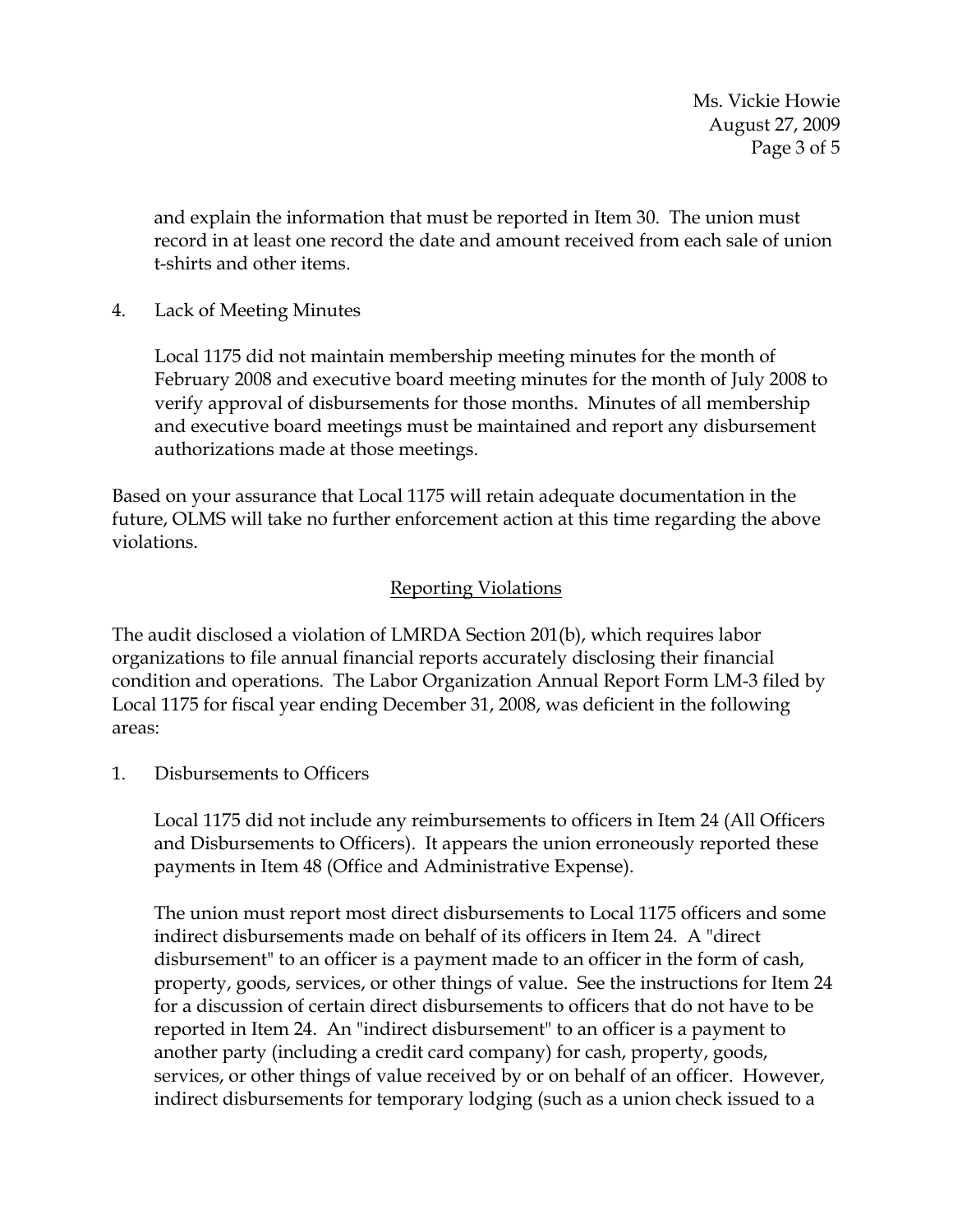and explain the information that must be reported in Item 30. The union must record in at least one record the date and amount received from each sale of union t-shirts and other items.

4. Lack of Meeting Minutes

   Local 1175 did not maintain membership meeting minutes for the month of February 2008 and executive board meeting minutes for the month of July 2008 to verify approval of disbursements for those months. Minutes of all membership and executive board meetings must be maintained and report any disbursement authorizations made at those meetings.

Based on your assurance that Local 1175 will retain adequate documentation in the future, OLMS will take no further enforcement action at this time regarding the above violations.

## Reporting Violations

The audit disclosed a violation of LMRDA Section 201(b), which requires labor organizations to file annual financial reports accurately disclosing their financial condition and operations. The Labor Organization Annual Report Form LM-3 filed by Local 1175 for fiscal year ending December 31, 2008, was deficient in the following areas:

1. Disbursements to Officers

   Local 1175 did not include any reimbursements to officers in Item 24 (All Officers and Disbursements to Officers). It appears the union erroneously reported these payments in Item 48 (Office and Administrative Expense).

   The union must report most direct disbursements to Local 1175 officers and some indirect disbursements made on behalf of its officers in Item 24. A "direct disbursement" to an officer is a payment made to an officer in the form of cash, property, goods, services, or other things of value. See the instructions for Item 24 for a discussion of certain direct disbursements to officers that do not have to be reported in Item 24. An "indirect disbursement" to an officer is a payment to another party (including a credit card company) for cash, property, goods, services, or other things of value received by or on behalf of an officer. However, indirect disbursements for temporary lodging (such as a union check issued to a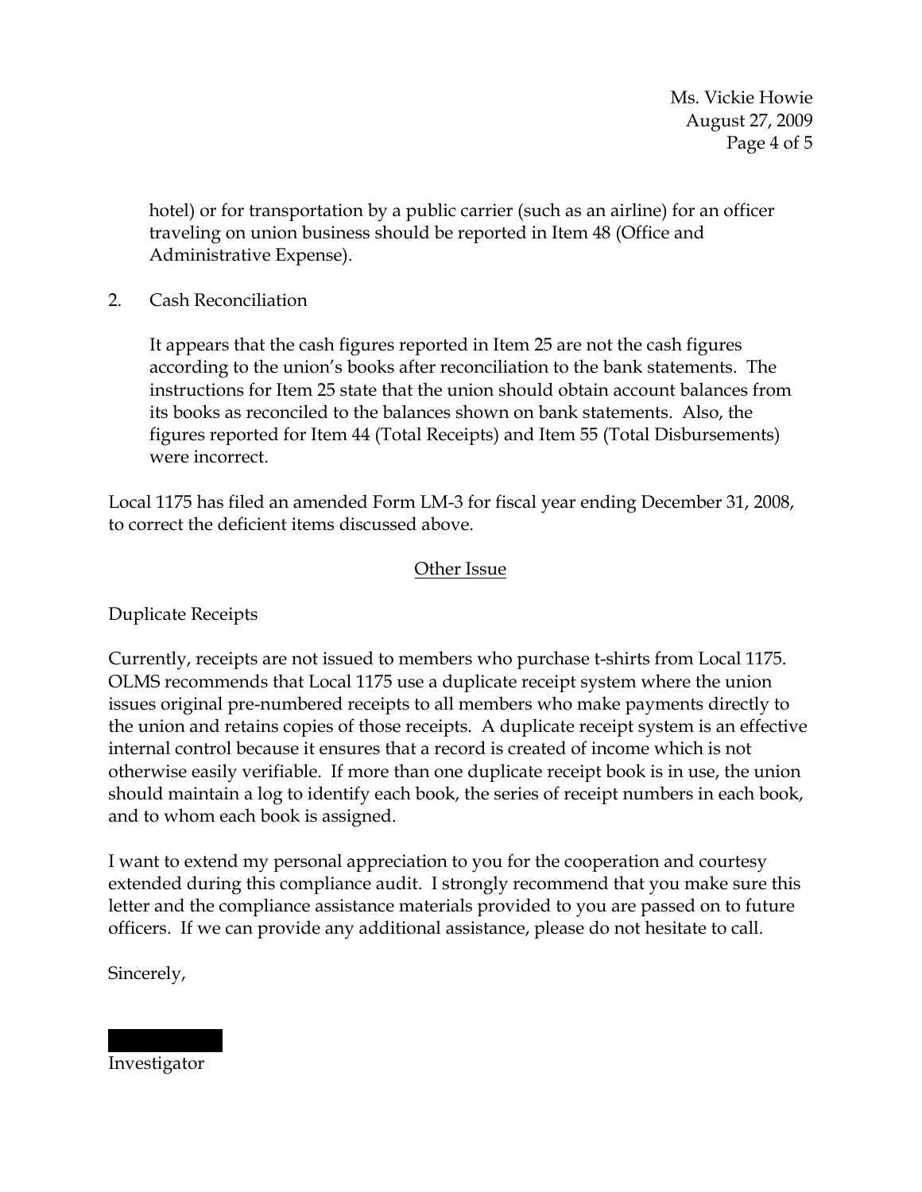hotel) or for transportation by a public carrier (such as an airline) for an officer traveling on union business should be reported in Item 48 (Office and Administrative Expense).

2. Cash Reconciliation

   It appears that the cash figures reported in Item 25 are not the cash figures according to the union's books after reconciliation to the bank statements. The instructions for Item 25 state that the union should obtain account balances from its books as reconciled to the balances shown on bank statements. Also, the figures reported for Item 44 (Total Receipts) and Item 55 (Total Disbursements) were incorrect.

Local 1175 has filed an amended Form LM-3 for fiscal year ending December 31, 2008, to correct the deficient items discussed above.

## Other Issue

Duplicate Receipts

Currently, receipts are not issued to members who purchase t-shirts from Local 1175. OLMS recommends that Local 1175 use a duplicate receipt system where the union issues original pre-numbered receipts to all members who make payments directly to the union and retains copies of those receipts. A duplicate receipt system is an effective internal control because it ensures that a record is created of income which is not otherwise easily verifiable. If more than one duplicate receipt book is in use, the union should maintain a log to identify each book, the series of receipt numbers in each book, and to whom each book is assigned.

I want to extend my personal appreciation to you for the cooperation and courtesy extended during this compliance audit. I strongly recommend that you make sure this letter and the compliance assistance materials provided to you are passed on to future officers. If we can provide any additional assistance, please do not hesitate to call.

Sincerely,

Investigator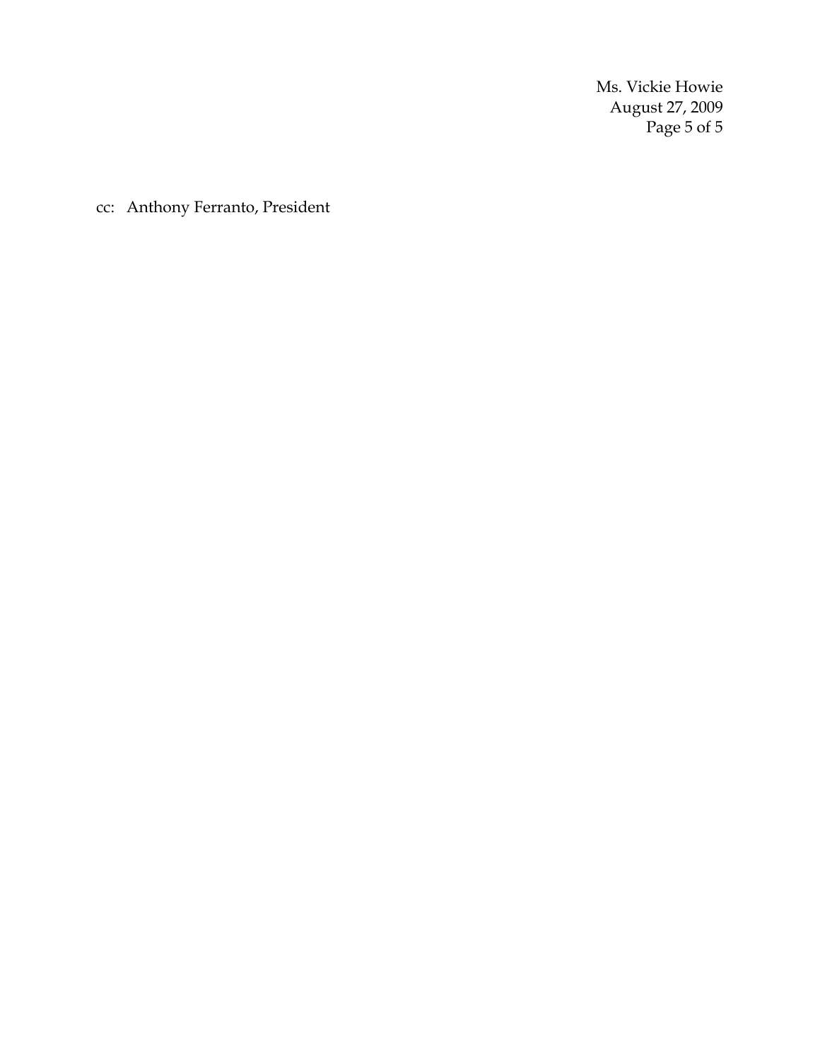cc: Anthony Ferranto, President